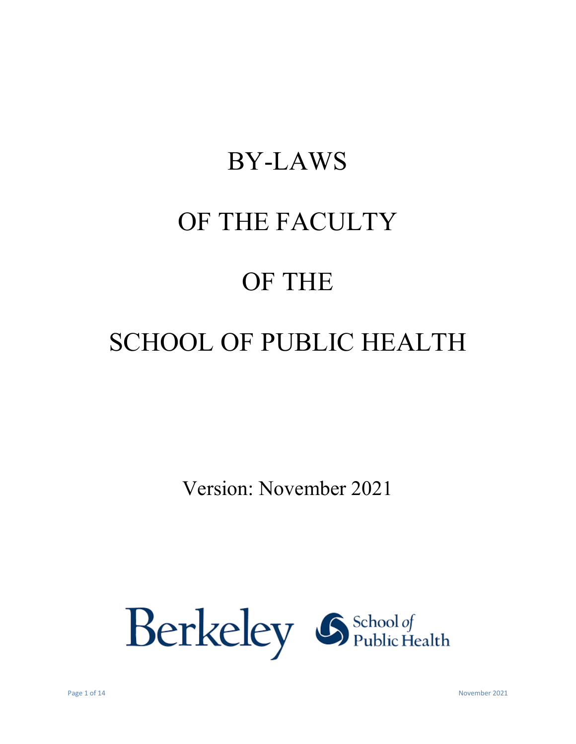# BY-LAWS

# OF THE FACULTY

# OF THE

# SCHOOL OF PUBLIC HEALTH

Version: November 2021

Berkeley School of Public Health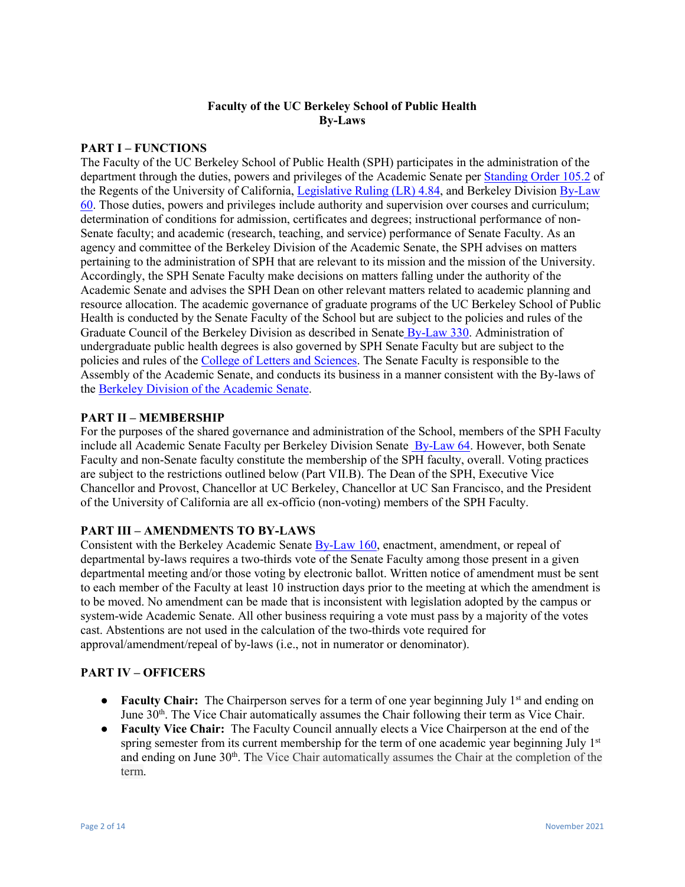**Faculty of the UC Berkeley School of Public Health**
**By-Laws**

## PART I – FUNCTIONS

The Faculty of the UC Berkeley School of Public Health (SPH) participates in the administration of the department through the duties, powers and privileges of the Academic Senate per Standing Order 105.2 of the Regents of the University of California, Legislative Ruling (LR) 4.84, and Berkeley Division By-Law 60. Those duties, powers and privileges include authority and supervision over courses and curriculum; determination of conditions for admission, certificates and degrees; instructional performance of non-Senate faculty; and academic (research, teaching, and service) performance of Senate Faculty. As an agency and committee of the Berkeley Division of the Academic Senate, the SPH advises on matters pertaining to the administration of SPH that are relevant to its mission and the mission of the University. Accordingly, the SPH Senate Faculty make decisions on matters falling under the authority of the Academic Senate and advises the SPH Dean on other relevant matters related to academic planning and resource allocation. The academic governance of graduate programs of the UC Berkeley School of Public Health is conducted by the Senate Faculty of the School but are subject to the policies and rules of the Graduate Council of the Berkeley Division as described in Senate By-Law 330. Administration of undergraduate public health degrees is also governed by SPH Senate Faculty but are subject to the policies and rules of the College of Letters and Sciences. The Senate Faculty is responsible to the Assembly of the Academic Senate, and conducts its business in a manner consistent with the By-laws of the Berkeley Division of the Academic Senate.

## PART II – MEMBERSHIP

For the purposes of the shared governance and administration of the School, members of the SPH Faculty include all Academic Senate Faculty per Berkeley Division Senate By-Law 64. However, both Senate Faculty and non-Senate faculty constitute the membership of the SPH faculty, overall. Voting practices are subject to the restrictions outlined below (Part VII.B). The Dean of the SPH, Executive Vice Chancellor and Provost, Chancellor at UC Berkeley, Chancellor at UC San Francisco, and the President of the University of California are all ex-officio (non-voting) members of the SPH Faculty.

## PART III – AMENDMENTS TO BY-LAWS

Consistent with the Berkeley Academic Senate By-Law 160, enactment, amendment, or repeal of departmental by-laws requires a two-thirds vote of the Senate Faculty among those present in a given departmental meeting and/or those voting by electronic ballot. Written notice of amendment must be sent to each member of the Faculty at least 10 instruction days prior to the meeting at which the amendment is to be moved. No amendment can be made that is inconsistent with legislation adopted by the campus or system-wide Academic Senate. All other business requiring a vote must pass by a majority of the votes cast. Abstentions are not used in the calculation of the two-thirds vote required for approval/amendment/repeal of by-laws (i.e., not in numerator or denominator).

## PART IV – OFFICERS

- **Faculty Chair:** The Chairperson serves for a term of one year beginning July 1st and ending on June 30th. The Vice Chair automatically assumes the Chair following their term as Vice Chair.
- **Faculty Vice Chair:** The Faculty Council annually elects a Vice Chairperson at the end of the spring semester from its current membership for the term of one academic year beginning July 1st and ending on June 30th. The Vice Chair automatically assumes the Chair at the completion of the term.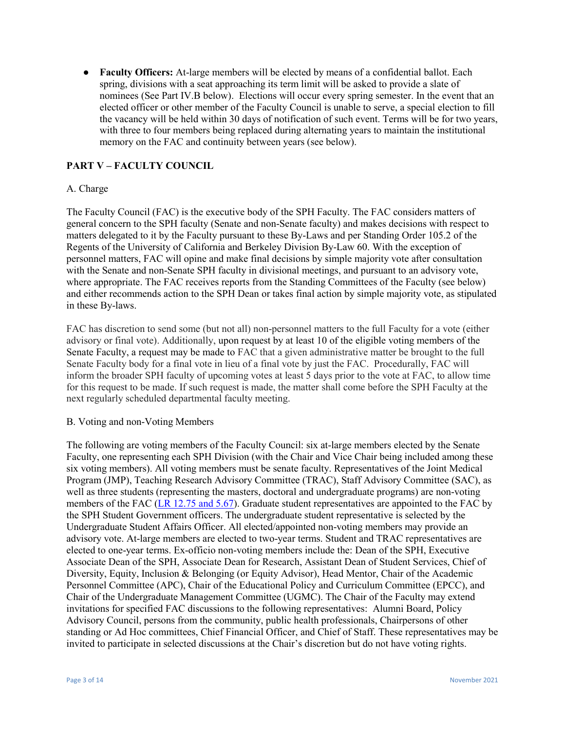- **Faculty Officers:** At-large members will be elected by means of a confidential ballot. Each spring, divisions with a seat approaching its term limit will be asked to provide a slate of nominees (See Part IV.B below). Elections will occur every spring semester. In the event that an elected officer or other member of the Faculty Council is unable to serve, a special election to fill the vacancy will be held within 30 days of notification of such event. Terms will be for two years, with three to four members being replaced during alternating years to maintain the institutional memory on the FAC and continuity between years (see below).

## PART V – FACULTY COUNCIL

A. Charge

The Faculty Council (FAC) is the executive body of the SPH Faculty. The FAC considers matters of general concern to the SPH faculty (Senate and non-Senate faculty) and makes decisions with respect to matters delegated to it by the Faculty pursuant to these By-Laws and per Standing Order 105.2 of the Regents of the University of California and Berkeley Division By-Law 60. With the exception of personnel matters, FAC will opine and make final decisions by simple majority vote after consultation with the Senate and non-Senate SPH faculty in divisional meetings, and pursuant to an advisory vote, where appropriate. The FAC receives reports from the Standing Committees of the Faculty (see below) and either recommends action to the SPH Dean or takes final action by simple majority vote, as stipulated in these By-laws.

FAC has discretion to send some (but not all) non-personnel matters to the full Faculty for a vote (either advisory or final vote). Additionally, upon request by at least 10 of the eligible voting members of the Senate Faculty, a request may be made to FAC that a given administrative matter be brought to the full Senate Faculty body for a final vote in lieu of a final vote by just the FAC. Procedurally, FAC will inform the broader SPH faculty of upcoming votes at least 5 days prior to the vote at FAC, to allow time for this request to be made. If such request is made, the matter shall come before the SPH Faculty at the next regularly scheduled departmental faculty meeting.

B. Voting and non-Voting Members

The following are voting members of the Faculty Council: six at-large members elected by the Senate Faculty, one representing each SPH Division (with the Chair and Vice Chair being included among these six voting members). All voting members must be senate faculty. Representatives of the Joint Medical Program (JMP), Teaching Research Advisory Committee (TRAC), Staff Advisory Committee (SAC), as well as three students (representing the masters, doctoral and undergraduate programs) are non-voting members of the FAC ([LR 12.75 and 5.67]). Graduate student representatives are appointed to the FAC by the SPH Student Government officers. The undergraduate student representative is selected by the Undergraduate Student Affairs Officer. All elected/appointed non-voting members may provide an advisory vote. At-large members are elected to two-year terms. Student and TRAC representatives are elected to one-year terms. Ex-officio non-voting members include the: Dean of the SPH, Executive Associate Dean of the SPH, Associate Dean for Research, Assistant Dean of Student Services, Chief of Diversity, Equity, Inclusion & Belonging (or Equity Advisor), Head Mentor, Chair of the Academic Personnel Committee (APC), Chair of the Educational Policy and Curriculum Committee (EPCC), and Chair of the Undergraduate Management Committee (UGMC). The Chair of the Faculty may extend invitations for specified FAC discussions to the following representatives: Alumni Board, Policy Advisory Council, persons from the community, public health professionals, Chairpersons of other standing or Ad Hoc committees, Chief Financial Officer, and Chief of Staff. These representatives may be invited to participate in selected discussions at the Chair's discretion but do not have voting rights.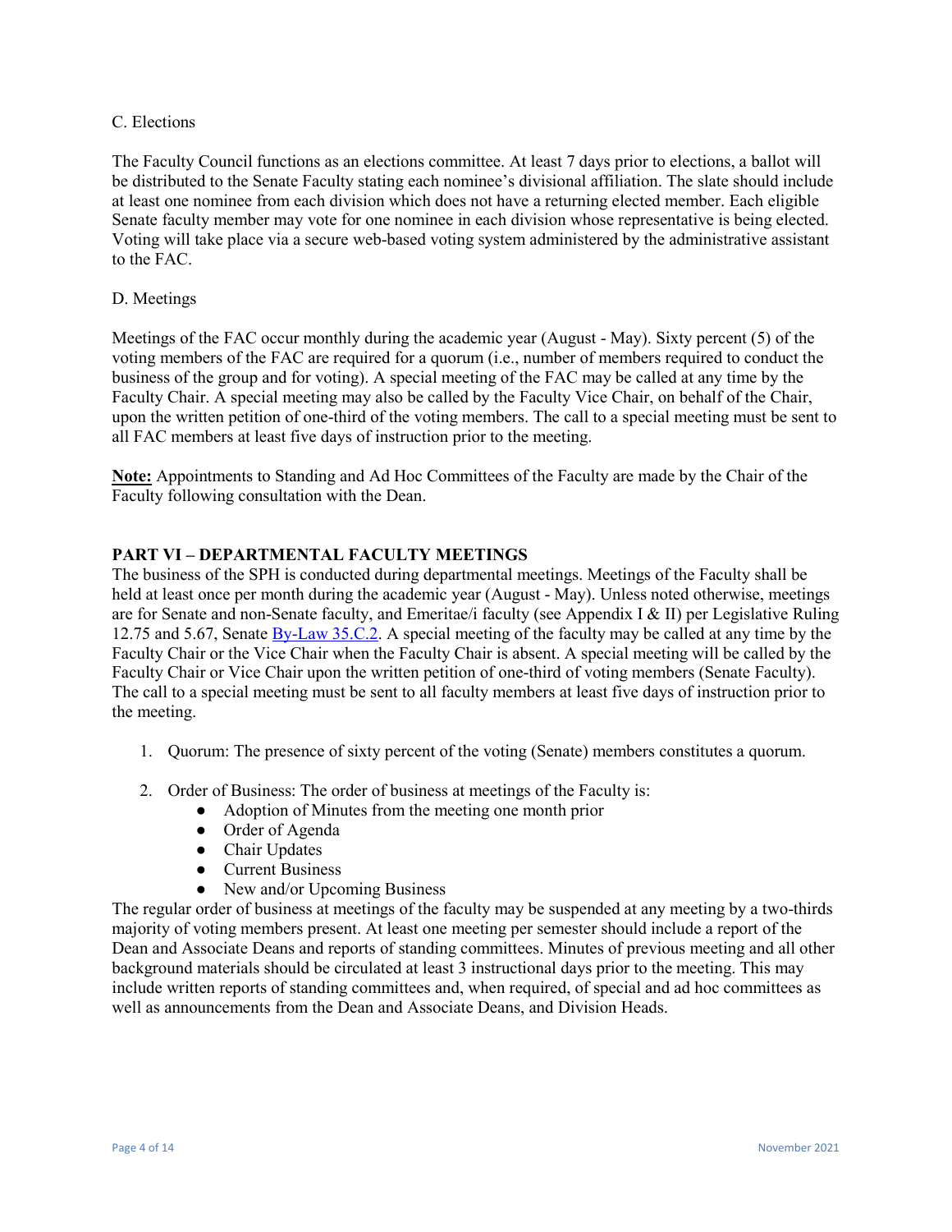C. Elections

The Faculty Council functions as an elections committee. At least 7 days prior to elections, a ballot will be distributed to the Senate Faculty stating each nominee's divisional affiliation. The slate should include at least one nominee from each division which does not have a returning elected member. Each eligible Senate faculty member may vote for one nominee in each division whose representative is being elected. Voting will take place via a secure web-based voting system administered by the administrative assistant to the FAC.

D. Meetings

Meetings of the FAC occur monthly during the academic year (August - May). Sixty percent (5) of the voting members of the FAC are required for a quorum (i.e., number of members required to conduct the business of the group and for voting). A special meeting of the FAC may be called at any time by the Faculty Chair. A special meeting may also be called by the Faculty Vice Chair, on behalf of the Chair, upon the written petition of one-third of the voting members. The call to a special meeting must be sent to all FAC members at least five days of instruction prior to the meeting.

**Note:** Appointments to Standing and Ad Hoc Committees of the Faculty are made by the Chair of the Faculty following consultation with the Dean.

## PART VI – DEPARTMENTAL FACULTY MEETINGS

The business of the SPH is conducted during departmental meetings. Meetings of the Faculty shall be held at least once per month during the academic year (August - May). Unless noted otherwise, meetings are for Senate and non-Senate faculty, and Emeritae/i faculty (see Appendix I & II) per Legislative Ruling 12.75 and 5.67, Senate By-Law 35.C.2. A special meeting of the faculty may be called at any time by the Faculty Chair or the Vice Chair when the Faculty Chair is absent. A special meeting will be called by the Faculty Chair or Vice Chair upon the written petition of one-third of voting members (Senate Faculty). The call to a special meeting must be sent to all faculty members at least five days of instruction prior to the meeting.

1. Quorum: The presence of sixty percent of the voting (Senate) members constitutes a quorum.

2. Order of Business: The order of business at meetings of the Faculty is:
   - Adoption of Minutes from the meeting one month prior
   - Order of Agenda
   - Chair Updates
   - Current Business
   - New and/or Upcoming Business

The regular order of business at meetings of the faculty may be suspended at any meeting by a two-thirds majority of voting members present. At least one meeting per semester should include a report of the Dean and Associate Deans and reports of standing committees. Minutes of previous meeting and all other background materials should be circulated at least 3 instructional days prior to the meeting. This may include written reports of standing committees and, when required, of special and ad hoc committees as well as announcements from the Dean and Associate Deans, and Division Heads.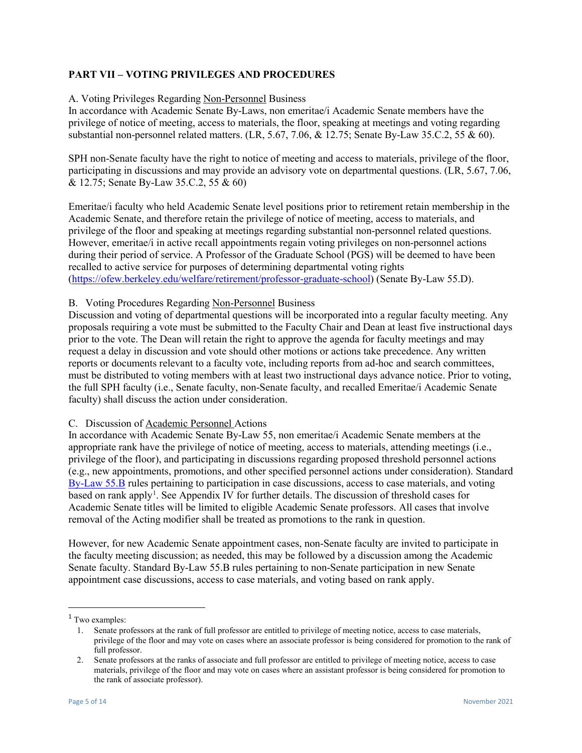## PART VII – VOTING PRIVILEGES AND PROCEDURES

A. Voting Privileges Regarding Non-Personnel Business
In accordance with Academic Senate By-Laws, non emeritae/i Academic Senate members have the privilege of notice of meeting, access to materials, the floor, speaking at meetings and voting regarding substantial non-personnel related matters. (LR, 5.67, 7.06, & 12.75; Senate By-Law 35.C.2, 55 & 60).

SPH non-Senate faculty have the right to notice of meeting and access to materials, privilege of the floor, participating in discussions and may provide an advisory vote on departmental questions. (LR, 5.67, 7.06, & 12.75; Senate By-Law 35.C.2, 55 & 60)

Emeritae/i faculty who held Academic Senate level positions prior to retirement retain membership in the Academic Senate, and therefore retain the privilege of notice of meeting, access to materials, and privilege of the floor and speaking at meetings regarding substantial non-personnel related questions. However, emeritae/i in active recall appointments regain voting privileges on non-personnel actions during their period of service. A Professor of the Graduate School (PGS) will be deemed to have been recalled to active service for purposes of determining departmental voting rights (https://ofew.berkeley.edu/welfare/retirement/professor-graduate-school) (Senate By-Law 55.D).

B. Voting Procedures Regarding Non-Personnel Business
Discussion and voting of departmental questions will be incorporated into a regular faculty meeting. Any proposals requiring a vote must be submitted to the Faculty Chair and Dean at least five instructional days prior to the vote. The Dean will retain the right to approve the agenda for faculty meetings and may request a delay in discussion and vote should other motions or actions take precedence. Any written reports or documents relevant to a faculty vote, including reports from ad-hoc and search committees, must be distributed to voting members with at least two instructional days advance notice. Prior to voting, the full SPH faculty (i.e., Senate faculty, non-Senate faculty, and recalled Emeritae/i Academic Senate faculty) shall discuss the action under consideration.

C. Discussion of Academic Personnel Actions
In accordance with Academic Senate By-Law 55, non emeritae/i Academic Senate members at the appropriate rank have the privilege of notice of meeting, access to materials, attending meetings (i.e., privilege of the floor), and participating in discussions regarding proposed threshold personnel actions (e.g., new appointments, promotions, and other specified personnel actions under consideration). Standard By-Law 55.B rules pertaining to participation in case discussions, access to case materials, and voting based on rank apply[1]. See Appendix IV for further details. The discussion of threshold cases for Academic Senate titles will be limited to eligible Academic Senate professors. All cases that involve removal of the Acting modifier shall be treated as promotions to the rank in question.

However, for new Academic Senate appointment cases, non-Senate faculty are invited to participate in the faculty meeting discussion; as needed, this may be followed by a discussion among the Academic Senate faculty. Standard By-Law 55.B rules pertaining to non-Senate participation in new Senate appointment case discussions, access to case materials, and voting based on rank apply.

---

[1] Two examples:

1. Senate professors at the rank of full professor are entitled to privilege of meeting notice, access to case materials, privilege of the floor and may vote on cases where an associate professor is being considered for promotion to the rank of full professor.
2. Senate professors at the ranks of associate and full professor are entitled to privilege of meeting notice, access to case materials, privilege of the floor and may vote on cases where an assistant professor is being considered for promotion to the rank of associate professor).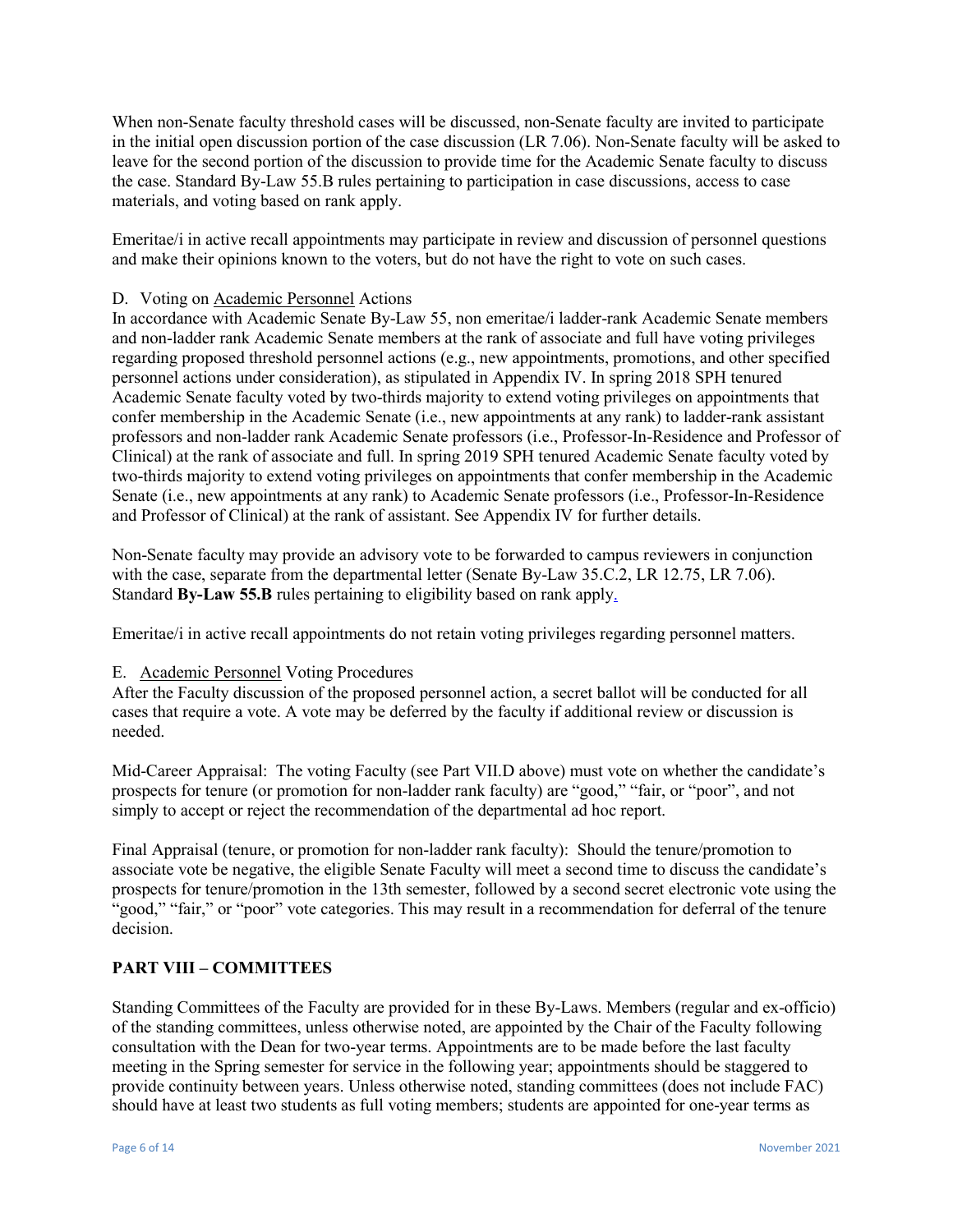When non-Senate faculty threshold cases will be discussed, non-Senate faculty are invited to participate in the initial open discussion portion of the case discussion (LR 7.06). Non-Senate faculty will be asked to leave for the second portion of the discussion to provide time for the Academic Senate faculty to discuss the case. Standard By-Law 55.B rules pertaining to participation in case discussions, access to case materials, and voting based on rank apply.

Emeritae/i in active recall appointments may participate in review and discussion of personnel questions and make their opinions known to the voters, but do not have the right to vote on such cases.

D. Voting on Academic Personnel Actions

In accordance with Academic Senate By-Law 55, non emeritae/i ladder-rank Academic Senate members and non-ladder rank Academic Senate members at the rank of associate and full have voting privileges regarding proposed threshold personnel actions (e.g., new appointments, promotions, and other specified personnel actions under consideration), as stipulated in Appendix IV. In spring 2018 SPH tenured Academic Senate faculty voted by two-thirds majority to extend voting privileges on appointments that confer membership in the Academic Senate (i.e., new appointments at any rank) to ladder-rank assistant professors and non-ladder rank Academic Senate professors (i.e., Professor-In-Residence and Professor of Clinical) at the rank of associate and full. In spring 2019 SPH tenured Academic Senate faculty voted by two-thirds majority to extend voting privileges on appointments that confer membership in the Academic Senate (i.e., new appointments at any rank) to Academic Senate professors (i.e., Professor-In-Residence and Professor of Clinical) at the rank of assistant. See Appendix IV for further details.

Non-Senate faculty may provide an advisory vote to be forwarded to campus reviewers in conjunction with the case, separate from the departmental letter (Senate By-Law 35.C.2, LR 12.75, LR 7.06). Standard **By-Law 55.B** rules pertaining to eligibility based on rank apply.

Emeritae/i in active recall appointments do not retain voting privileges regarding personnel matters.

E. Academic Personnel Voting Procedures

After the Faculty discussion of the proposed personnel action, a secret ballot will be conducted for all cases that require a vote. A vote may be deferred by the faculty if additional review or discussion is needed.

Mid-Career Appraisal: The voting Faculty (see Part VII.D above) must vote on whether the candidate's prospects for tenure (or promotion for non-ladder rank faculty) are "good," "fair, or "poor", and not simply to accept or reject the recommendation of the departmental ad hoc report.

Final Appraisal (tenure, or promotion for non-ladder rank faculty): Should the tenure/promotion to associate vote be negative, the eligible Senate Faculty will meet a second time to discuss the candidate's prospects for tenure/promotion in the 13th semester, followed by a second secret electronic vote using the "good," "fair," or "poor" vote categories. This may result in a recommendation for deferral of the tenure decision.

## PART VIII – COMMITTEES

Standing Committees of the Faculty are provided for in these By-Laws. Members (regular and ex-officio) of the standing committees, unless otherwise noted, are appointed by the Chair of the Faculty following consultation with the Dean for two-year terms. Appointments are to be made before the last faculty meeting in the Spring semester for service in the following year; appointments should be staggered to provide continuity between years. Unless otherwise noted, standing committees (does not include FAC) should have at least two students as full voting members; students are appointed for one-year terms as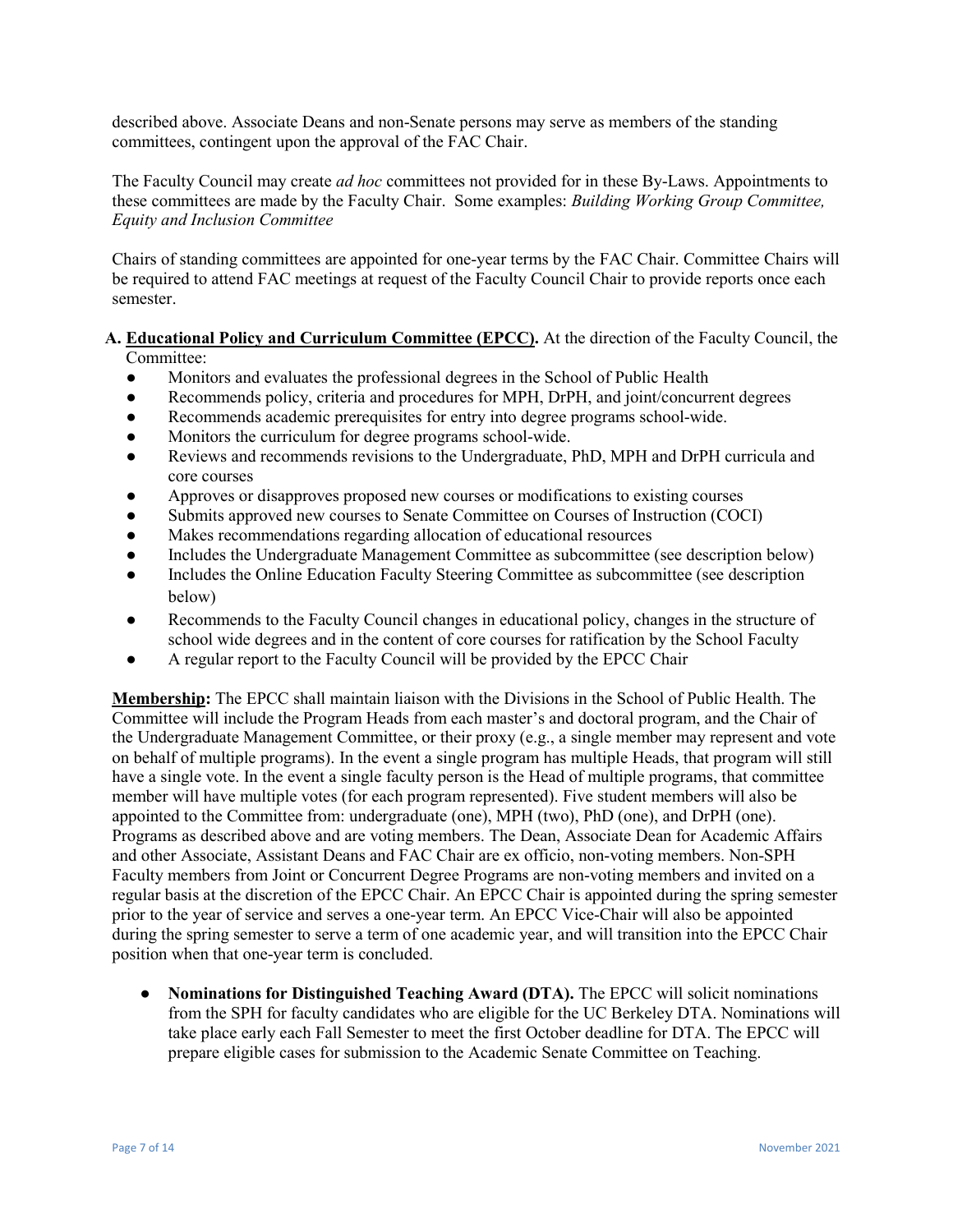described above. Associate Deans and non-Senate persons may serve as members of the standing committees, contingent upon the approval of the FAC Chair.

The Faculty Council may create *ad hoc* committees not provided for in these By-Laws. Appointments to these committees are made by the Faculty Chair. Some examples: *Building Working Group Committee, Equity and Inclusion Committee*

Chairs of standing committees are appointed for one-year terms by the FAC Chair. Committee Chairs will be required to attend FAC meetings at request of the Faculty Council Chair to provide reports once each semester.

**A. Educational Policy and Curriculum Committee (EPCC).** At the direction of the Faculty Council, the Committee:

- Monitors and evaluates the professional degrees in the School of Public Health
- Recommends policy, criteria and procedures for MPH, DrPH, and joint/concurrent degrees
- Recommends academic prerequisites for entry into degree programs school-wide.
- Monitors the curriculum for degree programs school-wide.
- Reviews and recommends revisions to the Undergraduate, PhD, MPH and DrPH curricula and core courses
- Approves or disapproves proposed new courses or modifications to existing courses
- Submits approved new courses to Senate Committee on Courses of Instruction (COCI)
- Makes recommendations regarding allocation of educational resources
- Includes the Undergraduate Management Committee as subcommittee (see description below)
- Includes the Online Education Faculty Steering Committee as subcommittee (see description below)
- Recommends to the Faculty Council changes in educational policy, changes in the structure of school wide degrees and in the content of core courses for ratification by the School Faculty
- A regular report to the Faculty Council will be provided by the EPCC Chair

**Membership:** The EPCC shall maintain liaison with the Divisions in the School of Public Health. The Committee will include the Program Heads from each master's and doctoral program, and the Chair of the Undergraduate Management Committee, or their proxy (e.g., a single member may represent and vote on behalf of multiple programs). In the event a single program has multiple Heads, that program will still have a single vote. In the event a single faculty person is the Head of multiple programs, that committee member will have multiple votes (for each program represented). Five student members will also be appointed to the Committee from: undergraduate (one), MPH (two), PhD (one), and DrPH (one). Programs as described above and are voting members. The Dean, Associate Dean for Academic Affairs and other Associate, Assistant Deans and FAC Chair are ex officio, non-voting members. Non-SPH Faculty members from Joint or Concurrent Degree Programs are non-voting members and invited on a regular basis at the discretion of the EPCC Chair. An EPCC Chair is appointed during the spring semester prior to the year of service and serves a one-year term. An EPCC Vice-Chair will also be appointed during the spring semester to serve a term of one academic year, and will transition into the EPCC Chair position when that one-year term is concluded.

- **Nominations for Distinguished Teaching Award (DTA).** The EPCC will solicit nominations from the SPH for faculty candidates who are eligible for the UC Berkeley DTA. Nominations will take place early each Fall Semester to meet the first October deadline for DTA. The EPCC will prepare eligible cases for submission to the Academic Senate Committee on Teaching.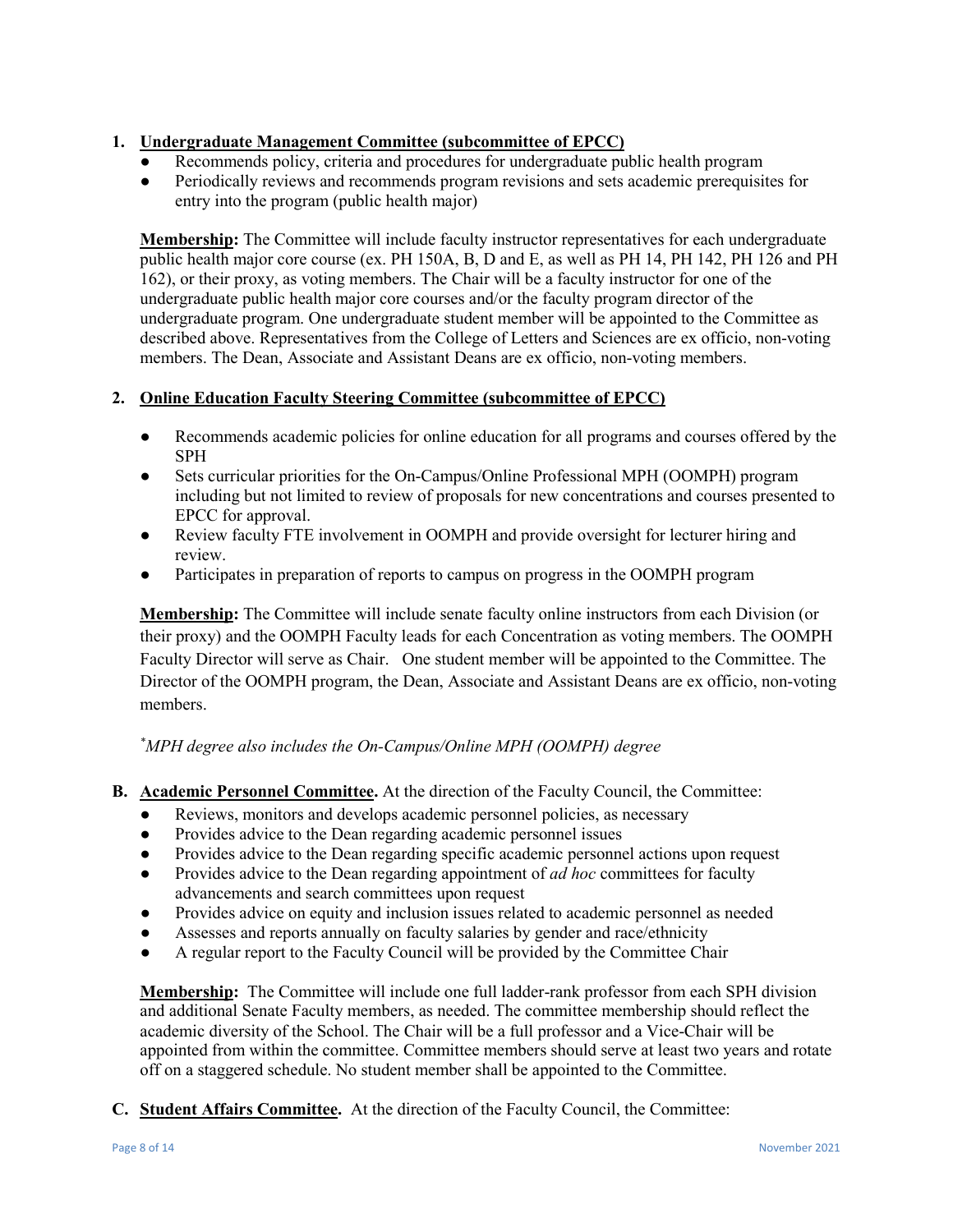1. **Undergraduate Management Committee (subcommittee of EPCC)**
   - Recommends policy, criteria and procedures for undergraduate public health program
   - Periodically reviews and recommends program revisions and sets academic prerequisites for entry into the program (public health major)

   **Membership:** The Committee will include faculty instructor representatives for each undergraduate public health major core course (ex. PH 150A, B, D and E, as well as PH 14, PH 142, PH 126 and PH 162), or their proxy, as voting members. The Chair will be a faculty instructor for one of the undergraduate public health major core courses and/or the faculty program director of the undergraduate program. One undergraduate student member will be appointed to the Committee as described above. Representatives from the College of Letters and Sciences are ex officio, non-voting members. The Dean, Associate and Assistant Deans are ex officio, non-voting members.

2. **Online Education Faculty Steering Committee (subcommittee of EPCC)**
   - Recommends academic policies for online education for all programs and courses offered by the SPH
   - Sets curricular priorities for the On-Campus/Online Professional MPH (OOMPH) program including but not limited to review of proposals for new concentrations and courses presented to EPCC for approval.
   - Review faculty FTE involvement in OOMPH and provide oversight for lecturer hiring and review.
   - Participates in preparation of reports to campus on progress in the OOMPH program

   **Membership:** The Committee will include senate faculty online instructors from each Division (or their proxy) and the OOMPH Faculty leads for each Concentration as voting members. The OOMPH Faculty Director will serve as Chair. One student member will be appointed to the Committee. The Director of the OOMPH program, the Dean, Associate and Assistant Deans are ex officio, non-voting members.

*\*MPH degree also includes the On-Campus/Online MPH (OOMPH) degree*

**B. Academic Personnel Committee.** At the direction of the Faculty Council, the Committee:

- Reviews, monitors and develops academic personnel policies, as necessary
- Provides advice to the Dean regarding academic personnel issues
- Provides advice to the Dean regarding specific academic personnel actions upon request
- Provides advice to the Dean regarding appointment of *ad hoc* committees for faculty advancements and search committees upon request
- Provides advice on equity and inclusion issues related to academic personnel as needed
- Assesses and reports annually on faculty salaries by gender and race/ethnicity
- A regular report to the Faculty Council will be provided by the Committee Chair

**Membership:** The Committee will include one full ladder-rank professor from each SPH division and additional Senate Faculty members, as needed. The committee membership should reflect the academic diversity of the School. The Chair will be a full professor and a Vice-Chair will be appointed from within the committee. Committee members should serve at least two years and rotate off on a staggered schedule. No student member shall be appointed to the Committee.

**C. Student Affairs Committee.** At the direction of the Faculty Council, the Committee: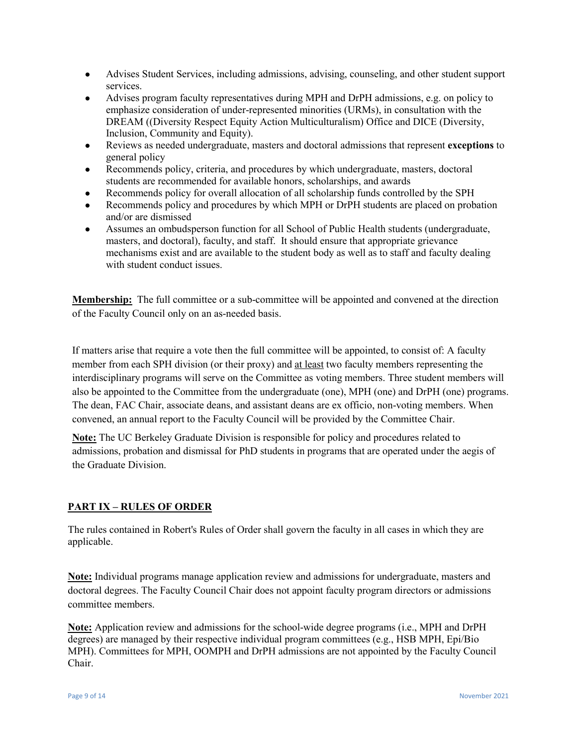- Advises Student Services, including admissions, advising, counseling, and other student support services.
- Advises program faculty representatives during MPH and DrPH admissions, e.g. on policy to emphasize consideration of under-represented minorities (URMs), in consultation with the DREAM ((Diversity Respect Equity Action Multiculturalism) Office and DICE (Diversity, Inclusion, Community and Equity).
- Reviews as needed undergraduate, masters and doctoral admissions that represent **exceptions** to general policy
- Recommends policy, criteria, and procedures by which undergraduate, masters, doctoral students are recommended for available honors, scholarships, and awards
- Recommends policy for overall allocation of all scholarship funds controlled by the SPH
- Recommends policy and procedures by which MPH or DrPH students are placed on probation and/or are dismissed
- Assumes an ombudsperson function for all School of Public Health students (undergraduate, masters, and doctoral), faculty, and staff. It should ensure that appropriate grievance mechanisms exist and are available to the student body as well as to staff and faculty dealing with student conduct issues.

**Membership:** The full committee or a sub-committee will be appointed and convened at the direction of the Faculty Council only on an as-needed basis.

If matters arise that require a vote then the full committee will be appointed, to consist of: A faculty member from each SPH division (or their proxy) and at least two faculty members representing the interdisciplinary programs will serve on the Committee as voting members. Three student members will also be appointed to the Committee from the undergraduate (one), MPH (one) and DrPH (one) programs. The dean, FAC Chair, associate deans, and assistant deans are ex officio, non-voting members. When convened, an annual report to the Faculty Council will be provided by the Committee Chair.

**Note:** The UC Berkeley Graduate Division is responsible for policy and procedures related to admissions, probation and dismissal for PhD students in programs that are operated under the aegis of the Graduate Division.

## PART IX – RULES OF ORDER

The rules contained in Robert's Rules of Order shall govern the faculty in all cases in which they are applicable.

**Note:** Individual programs manage application review and admissions for undergraduate, masters and doctoral degrees. The Faculty Council Chair does not appoint faculty program directors or admissions committee members.

**Note:** Application review and admissions for the school-wide degree programs (i.e., MPH and DrPH degrees) are managed by their respective individual program committees (e.g., HSB MPH, Epi/Bio MPH). Committees for MPH, OOMPH and DrPH admissions are not appointed by the Faculty Council Chair.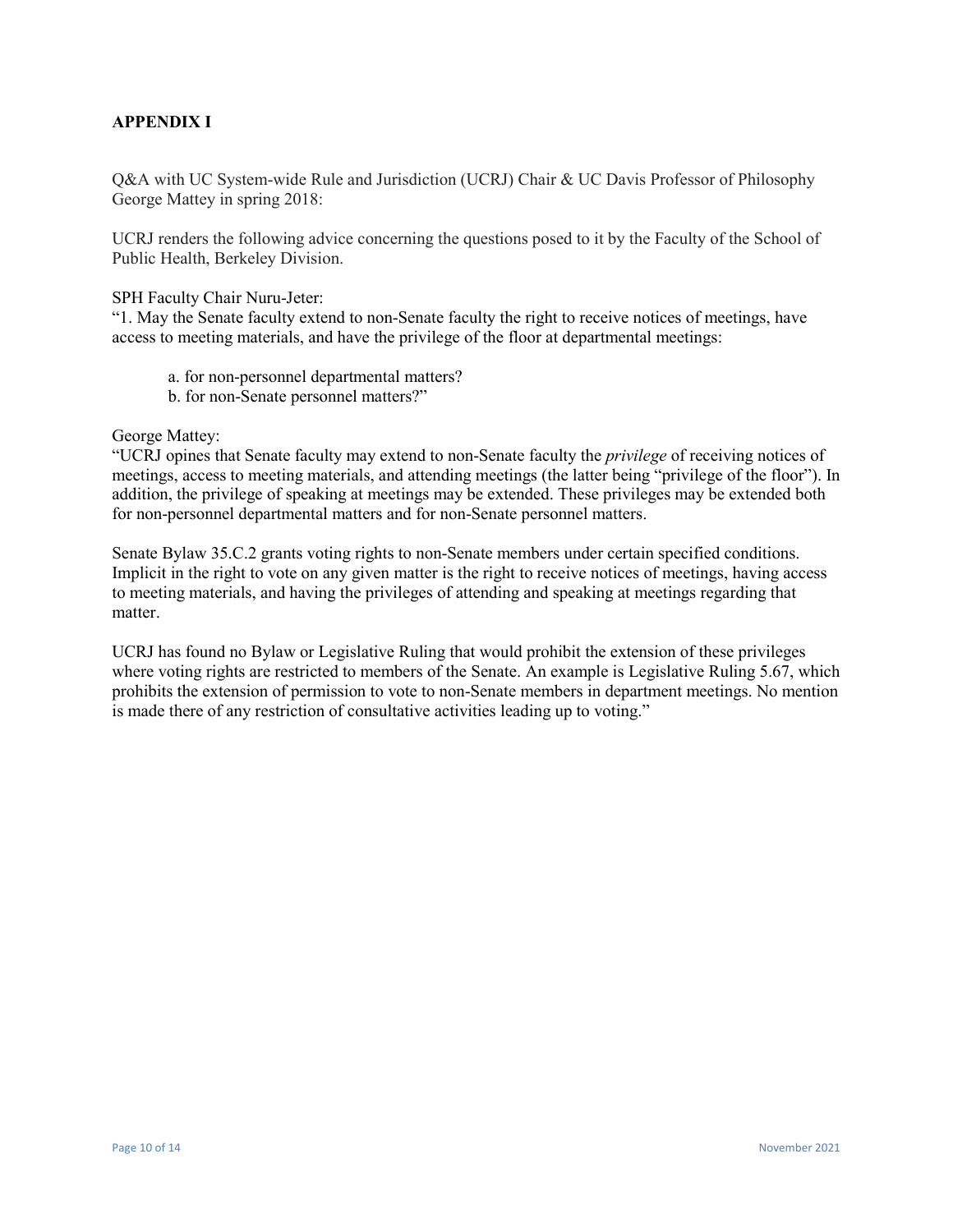**APPENDIX I**

Q&A with UC System-wide Rule and Jurisdiction (UCRJ) Chair & UC Davis Professor of Philosophy George Mattey in spring 2018:

UCRJ renders the following advice concerning the questions posed to it by the Faculty of the School of Public Health, Berkeley Division.

SPH Faculty Chair Nuru-Jeter:
"1. May the Senate faculty extend to non-Senate faculty the right to receive notices of meetings, have access to meeting materials, and have the privilege of the floor at departmental meetings:

> a. for non-personnel departmental matters?
> b. for non-Senate personnel matters?"

George Mattey:
"UCRJ opines that Senate faculty may extend to non-Senate faculty the *privilege* of receiving notices of meetings, access to meeting materials, and attending meetings (the latter being "privilege of the floor"). In addition, the privilege of speaking at meetings may be extended. These privileges may be extended both for non-personnel departmental matters and for non-Senate personnel matters.

Senate Bylaw 35.C.2 grants voting rights to non-Senate members under certain specified conditions. Implicit in the right to vote on any given matter is the right to receive notices of meetings, having access to meeting materials, and having the privileges of attending and speaking at meetings regarding that matter.

UCRJ has found no Bylaw or Legislative Ruling that would prohibit the extension of these privileges where voting rights are restricted to members of the Senate. An example is Legislative Ruling 5.67, which prohibits the extension of permission to vote to non-Senate members in department meetings. No mention is made there of any restriction of consultative activities leading up to voting."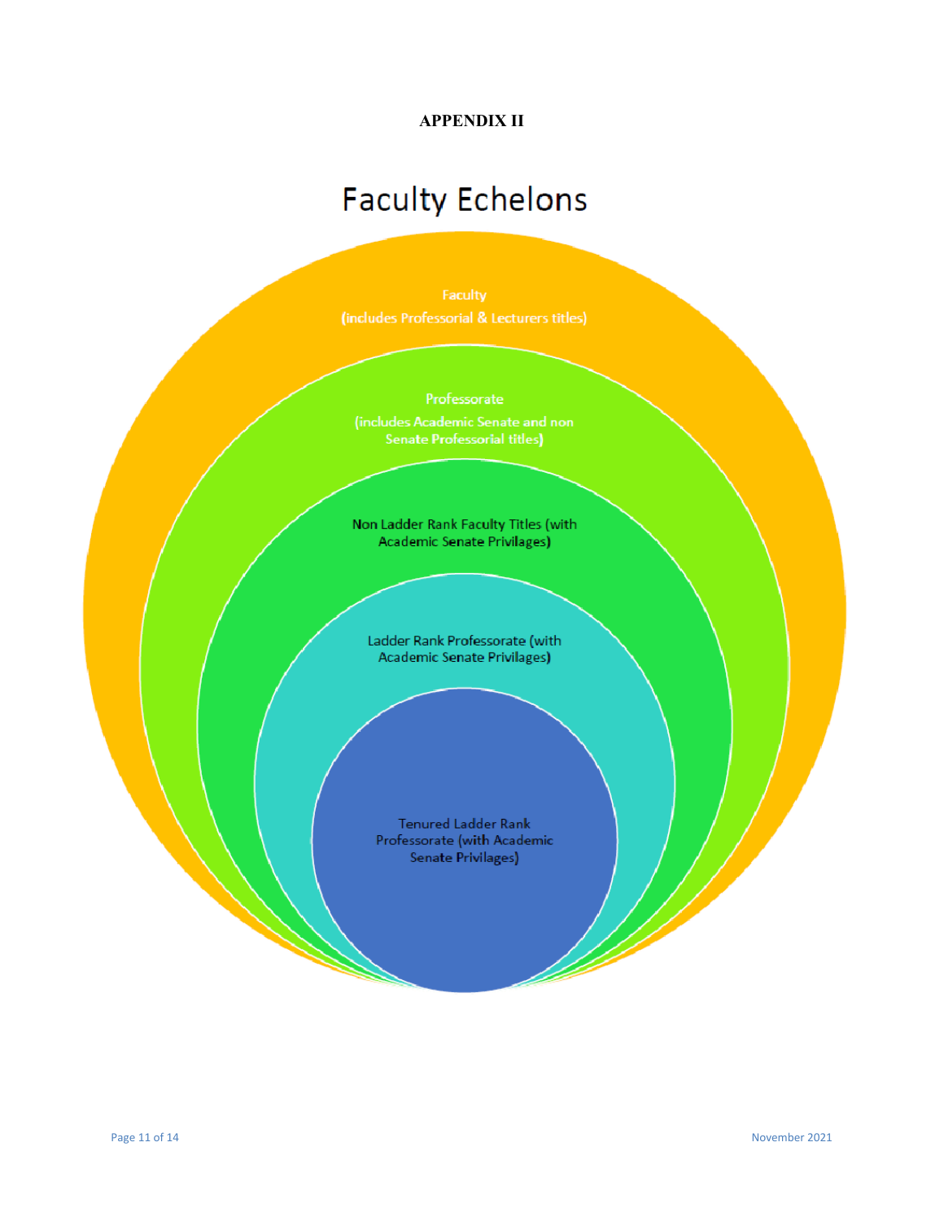**APPENDIX II**

# Faculty Echelons

Faculty
(includes Professorial & Lecturers titles)

Professorate
(includes Academic Senate and non Senate Professorial titles)

Non Ladder Rank Faculty Titles (with Academic Senate Privilages)

Ladder Rank Professorate (with Academic Senate Privilages)

Tenured Ladder Rank Professorate (with Academic Senate Privilages)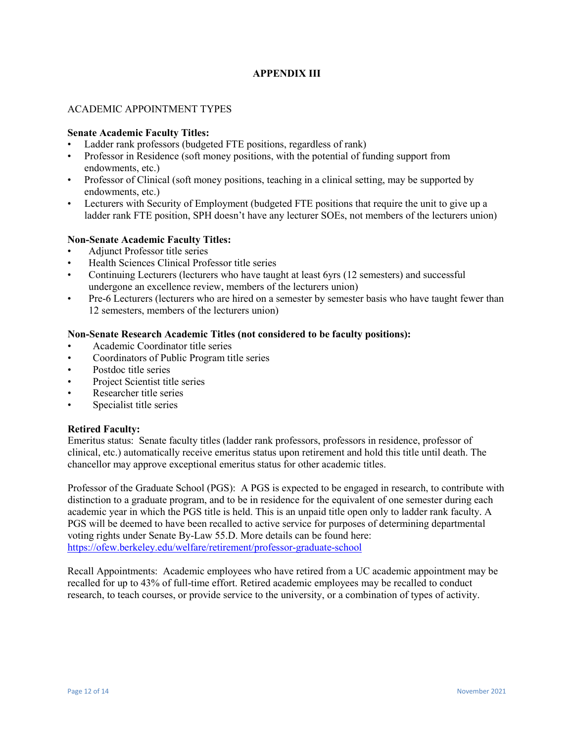# APPENDIX III

ACADEMIC APPOINTMENT TYPES

**Senate Academic Faculty Titles:**

- Ladder rank professors (budgeted FTE positions, regardless of rank)
- Professor in Residence (soft money positions, with the potential of funding support from endowments, etc.)
- Professor of Clinical (soft money positions, teaching in a clinical setting, may be supported by endowments, etc.)
- Lecturers with Security of Employment (budgeted FTE positions that require the unit to give up a ladder rank FTE position, SPH doesn't have any lecturer SOEs, not members of the lecturers union)

**Non-Senate Academic Faculty Titles:**

- Adjunct Professor title series
- Health Sciences Clinical Professor title series
- Continuing Lecturers (lecturers who have taught at least 6yrs (12 semesters) and successful undergone an excellence review, members of the lecturers union)
- Pre-6 Lecturers (lecturers who are hired on a semester by semester basis who have taught fewer than 12 semesters, members of the lecturers union)

**Non-Senate Research Academic Titles (not considered to be faculty positions):**

- Academic Coordinator title series
- Coordinators of Public Program title series
- Postdoc title series
- Project Scientist title series
- Researcher title series
- Specialist title series

**Retired Faculty:**

Emeritus status: Senate faculty titles (ladder rank professors, professors in residence, professor of clinical, etc.) automatically receive emeritus status upon retirement and hold this title until death. The chancellor may approve exceptional emeritus status for other academic titles.

Professor of the Graduate School (PGS): A PGS is expected to be engaged in research, to contribute with distinction to a graduate program, and to be in residence for the equivalent of one semester during each academic year in which the PGS title is held. This is an unpaid title open only to ladder rank faculty. A PGS will be deemed to have been recalled to active service for purposes of determining departmental voting rights under Senate By-Law 55.D. More details can be found here: https://ofew.berkeley.edu/welfare/retirement/professor-graduate-school

Recall Appointments: Academic employees who have retired from a UC academic appointment may be recalled for up to 43% of full-time effort. Retired academic employees may be recalled to conduct research, to teach courses, or provide service to the university, or a combination of types of activity.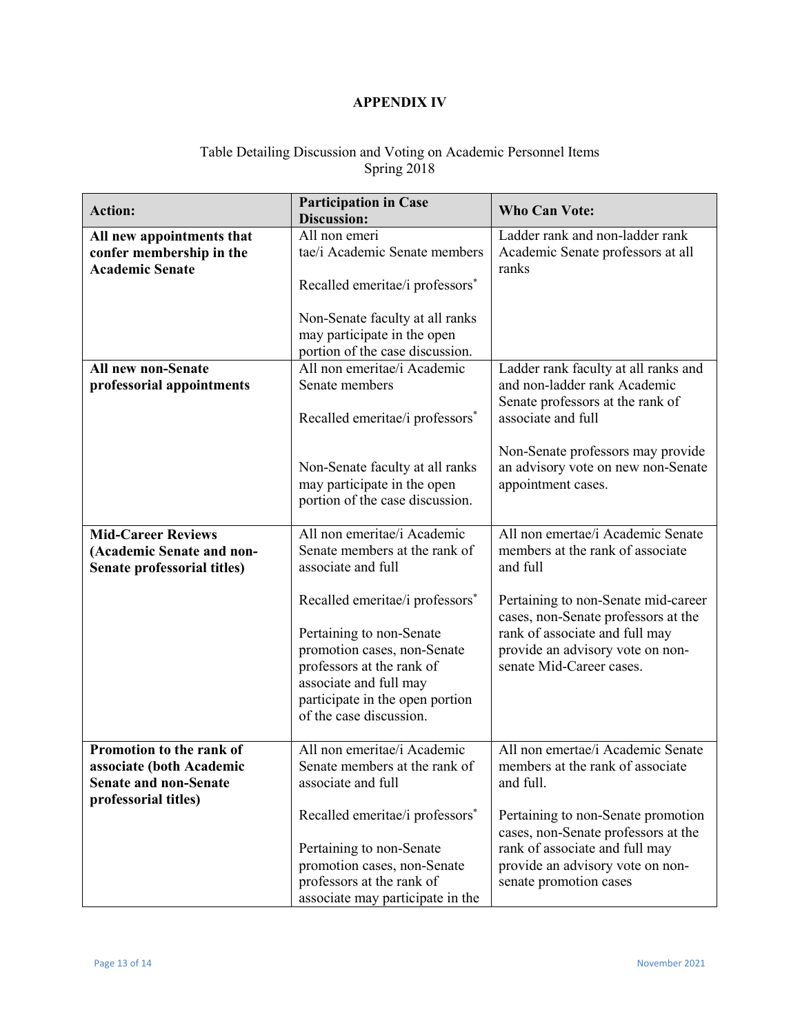**APPENDIX IV**

Table Detailing Discussion and Voting on Academic Personnel Items
Spring 2018

| Action: | Participation in Case Discussion: | Who Can Vote: |
|---|---|---|
| **All new appointments that confer membership in the Academic Senate** | All non emeri tae/i Academic Senate members<br><br>Recalled emeritae/i professors*<br><br>Non-Senate faculty at all ranks may participate in the open portion of the case discussion. | Ladder rank and non-ladder rank Academic Senate professors at all ranks |
| **All new non-Senate professorial appointments** | All non emeritae/i Academic Senate members<br><br>Recalled emeritae/i professors*<br><br>Non-Senate faculty at all ranks may participate in the open portion of the case discussion. | Ladder rank faculty at all ranks and and non-ladder rank Academic Senate professors at the rank of associate and full<br><br>Non-Senate professors may provide an advisory vote on new non-Senate appointment cases. |
| **Mid-Career Reviews (Academic Senate and non-Senate professorial titles)** | All non emeritae/i Academic Senate members at the rank of associate and full<br><br>Recalled emeritae/i professors*<br><br>Pertaining to non-Senate promotion cases, non-Senate professors at the rank of associate and full may participate in the open portion of the case discussion. | All non emertae/i Academic Senate members at the rank of associate and full<br><br>Pertaining to non-Senate mid-career cases, non-Senate professors at the rank of associate and full may provide an advisory vote on non-senate Mid-Career cases. |
| **Promotion to the rank of associate (both Academic Senate and non-Senate professorial titles)** | All non emeritae/i Academic Senate members at the rank of associate and full<br><br>Recalled emeritae/i professors*<br><br>Pertaining to non-Senate promotion cases, non-Senate professors at the rank of associate may participate in the | All non emertae/i Academic Senate members at the rank of associate and full.<br><br>Pertaining to non-Senate promotion cases, non-Senate professors at the rank of associate and full may provide an advisory vote on non-senate promotion cases |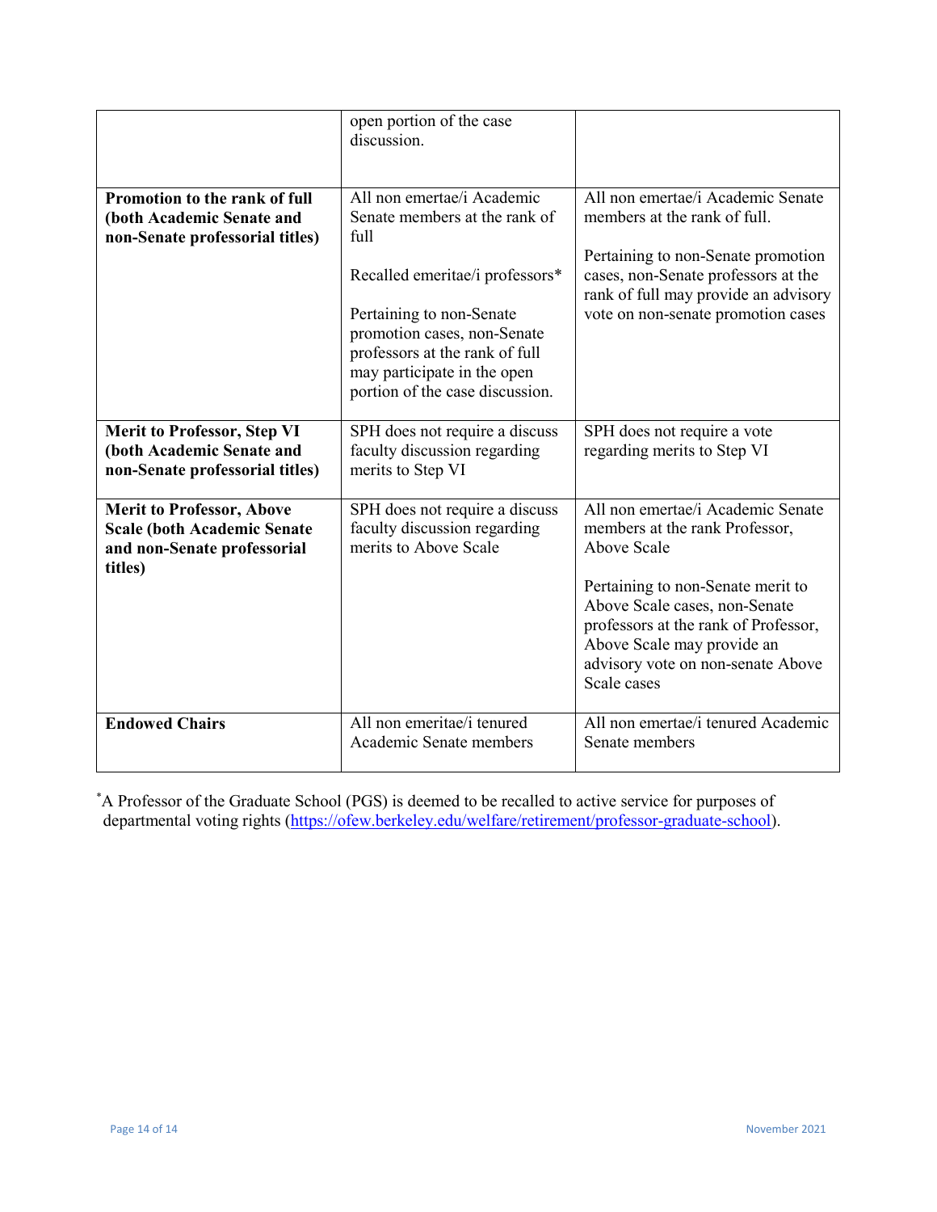| | | |
|---|---|---|
| | open portion of the case discussion. | |
| **Promotion to the rank of full (both Academic Senate and non-Senate professorial titles)** | All non emertae/i Academic Senate members at the rank of full<br><br>Recalled emeritae/i professors*<br><br>Pertaining to non-Senate promotion cases, non-Senate professors at the rank of full may participate in the open portion of the case discussion. | All non emertae/i Academic Senate members at the rank of full.<br><br>Pertaining to non-Senate promotion cases, non-Senate professors at the rank of full may provide an advisory vote on non-senate promotion cases |
| **Merit to Professor, Step VI (both Academic Senate and non-Senate professorial titles)** | SPH does not require a discuss faculty discussion regarding merits to Step VI | SPH does not require a vote regarding merits to Step VI |
| **Merit to Professor, Above Scale (both Academic Senate and non-Senate professorial titles)** | SPH does not require a discuss faculty discussion regarding merits to Above Scale | All non emertae/i Academic Senate members at the rank Professor, Above Scale<br><br>Pertaining to non-Senate merit to Above Scale cases, non-Senate professors at the rank of Professor, Above Scale may provide an advisory vote on non-senate Above Scale cases |
| **Endowed Chairs** | All non emeritae/i tenured Academic Senate members | All non emertae/i tenured Academic Senate members |

*A Professor of the Graduate School (PGS) is deemed to be recalled to active service for purposes of departmental voting rights (https://ofew.berkeley.edu/welfare/retirement/professor-graduate-school).